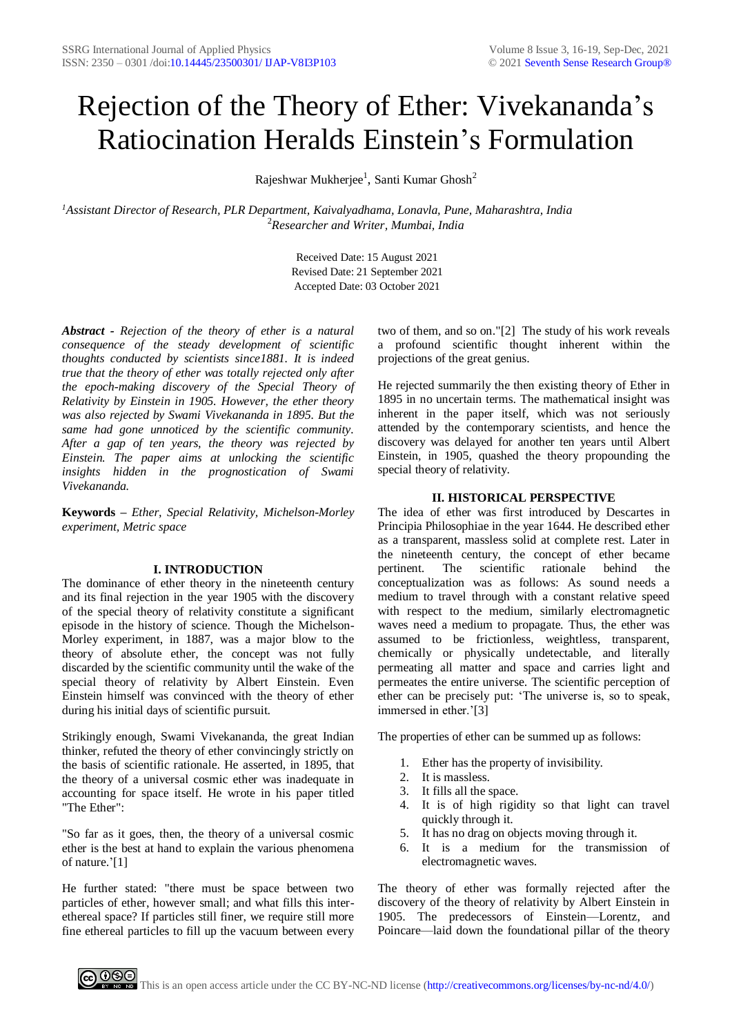# Rejection of the Theory of Ether: Vivekananda's Ratiocination Heralds Einstein's Formulation

Rajeshwar Mukherjee[1], Santi Kumar Ghosh[2]

[1]*Assistant Director of Research, PLR Department, Kaivalyadhama, Lonavla, Pune, Maharashtra, India*
[2]*Researcher and Writer, Mumbai, India*

Received Date: 15 August 2021
Revised Date: 21 September 2021
Accepted Date: 03 October 2021

***Abstract*** *- Rejection of the theory of ether is a natural consequence of the steady development of scientific thoughts conducted by scientists since1881. It is indeed true that the theory of ether was totally rejected only after the epoch-making discovery of the Special Theory of Relativity by Einstein in 1905. However, the ether theory was also rejected by Swami Vivekananda in 1895. But the same had gone unnoticed by the scientific community. After a gap of ten years, the theory was rejected by Einstein. The paper aims at unlocking the scientific insights hidden in the prognostication of Swami Vivekananda.*

**Keywords –** *Ether, Special Relativity, Michelson-Morley experiment, Metric space*

## I. INTRODUCTION

The dominance of ether theory in the nineteenth century and its final rejection in the year 1905 with the discovery of the special theory of relativity constitute a significant episode in the history of science. Though the Michelson-Morley experiment, in 1887, was a major blow to the theory of absolute ether, the concept was not fully discarded by the scientific community until the wake of the special theory of relativity by Albert Einstein. Even Einstein himself was convinced with the theory of ether during his initial days of scientific pursuit.

Strikingly enough, Swami Vivekananda, the great Indian thinker, refuted the theory of ether convincingly strictly on the basis of scientific rationale. He asserted, in 1895, that the theory of a universal cosmic ether was inadequate in accounting for space itself. He wrote in his paper titled "The Ether":

"So far as it goes, then, the theory of a universal cosmic ether is the best at hand to explain the various phenomena of nature.'[1]

He further stated: "there must be space between two particles of ether, however small; and what fills this inter-ethereal space? If particles still finer, we require still more fine ethereal particles to fill up the vacuum between every two of them, and so on."[2] The study of his work reveals a profound scientific thought inherent within the projections of the great genius.

He rejected summarily the then existing theory of Ether in 1895 in no uncertain terms. The mathematical insight was inherent in the paper itself, which was not seriously attended by the contemporary scientists, and hence the discovery was delayed for another ten years until Albert Einstein, in 1905, quashed the theory propounding the special theory of relativity.

## II. HISTORICAL PERSPECTIVE

The idea of ether was first introduced by Descartes in Principia Philosophiae in the year 1644. He described ether as a transparent, massless solid at complete rest. Later in the nineteenth century, the concept of ether became pertinent. The scientific rationale behind the conceptualization was as follows: As sound needs a medium to travel through with a constant relative speed with respect to the medium, similarly electromagnetic waves need a medium to propagate. Thus, the ether was assumed to be frictionless, weightless, transparent, chemically or physically undetectable, and literally permeating all matter and space and carries light and permeates the entire universe. The scientific perception of ether can be precisely put: 'The universe is, so to speak, immersed in ether.'[3]

The properties of ether can be summed up as follows:

1. Ether has the property of invisibility.
2. It is massless.
3. It fills all the space.
4. It is of high rigidity so that light can travel quickly through it.
5. It has no drag on objects moving through it.
6. It is a medium for the transmission of electromagnetic waves.

The theory of ether was formally rejected after the discovery of the theory of relativity by Albert Einstein in 1905. The predecessors of Einstein—Lorentz, and Poincare—laid down the foundational pillar of the theory

This is an open access article under the CC BY-NC-ND license (http://creativecommons.org/licenses/by-nc-nd/4.0/)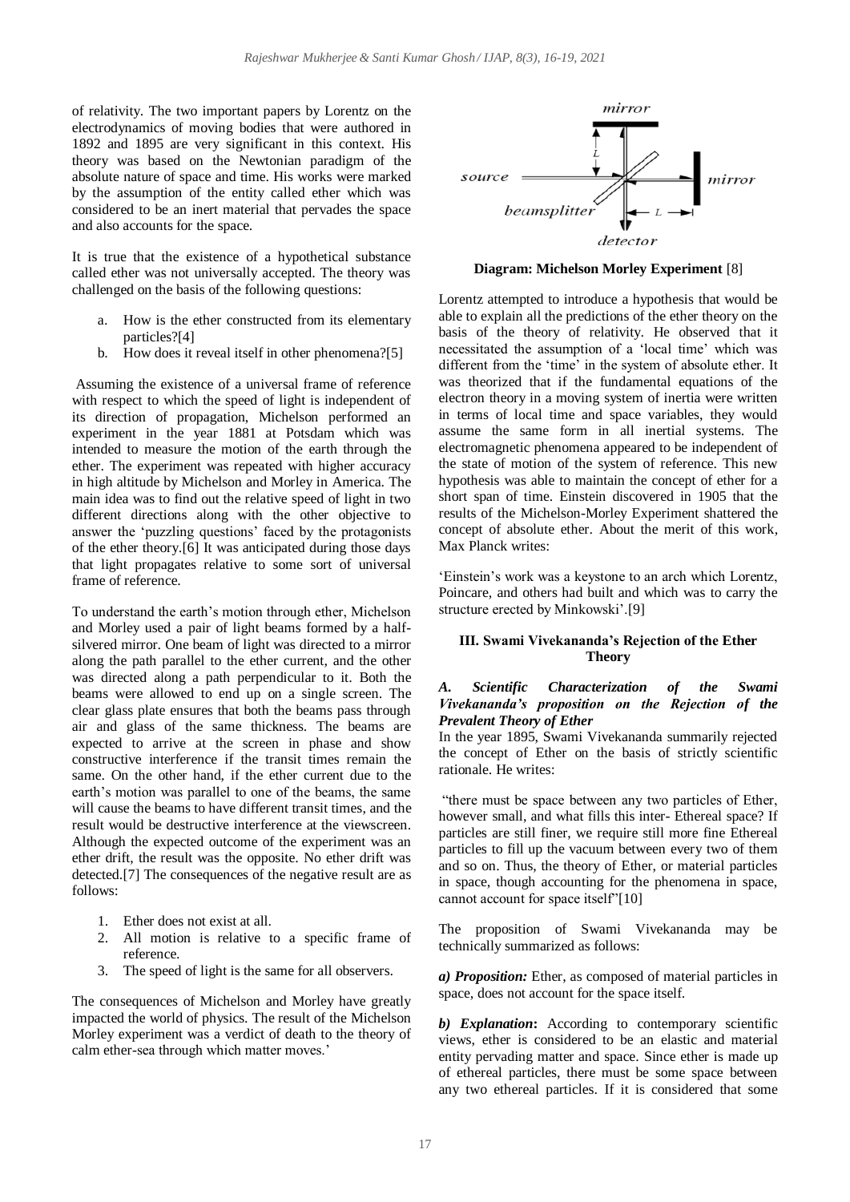of relativity. The two important papers by Lorentz on the electrodynamics of moving bodies that were authored in 1892 and 1895 are very significant in this context. His theory was based on the Newtonian paradigm of the absolute nature of space and time. His works were marked by the assumption of the entity called ether which was considered to be an inert material that pervades the space and also accounts for the space.

It is true that the existence of a hypothetical substance called ether was not universally accepted. The theory was challenged on the basis of the following questions:

a. How is the ether constructed from its elementary particles?[4]
b. How does it reveal itself in other phenomena?[5]

Assuming the existence of a universal frame of reference with respect to which the speed of light is independent of its direction of propagation, Michelson performed an experiment in the year 1881 at Potsdam which was intended to measure the motion of the earth through the ether. The experiment was repeated with higher accuracy in high altitude by Michelson and Morley in America. The main idea was to find out the relative speed of light in two different directions along with the other objective to answer the 'puzzling questions' faced by the protagonists of the ether theory.[6] It was anticipated during those days that light propagates relative to some sort of universal frame of reference.

To understand the earth's motion through ether, Michelson and Morley used a pair of light beams formed by a half-silvered mirror. One beam of light was directed to a mirror along the path parallel to the ether current, and the other was directed along a path perpendicular to it. Both the beams were allowed to end up on a single screen. The clear glass plate ensures that both the beams pass through air and glass of the same thickness. The beams are expected to arrive at the screen in phase and show constructive interference if the transit times remain the same. On the other hand, if the ether current due to the earth's motion was parallel to one of the beams, the same will cause the beams to have different transit times, and the result would be destructive interference at the viewscreen. Although the expected outcome of the experiment was an ether drift, the result was the opposite. No ether drift was detected.[7] The consequences of the negative result are as follows:

1. Ether does not exist at all.
2. All motion is relative to a specific frame of reference.
3. The speed of light is the same for all observers.

The consequences of Michelson and Morley have greatly impacted the world of physics. The result of the Michelson Morley experiment was a verdict of death to the theory of calm ether-sea through which matter moves.'

mirror

source

beamsplitter

$L$

$L$

mirror

detector

**Diagram: Michelson Morley Experiment** [8]

Lorentz attempted to introduce a hypothesis that would be able to explain all the predictions of the ether theory on the basis of the theory of relativity. He observed that it necessitated the assumption of a 'local time' which was different from the 'time' in the system of absolute ether. It was theorized that if the fundamental equations of the electron theory in a moving system of inertia were written in terms of local time and space variables, they would assume the same form in all inertial systems. The electromagnetic phenomena appeared to be independent of the state of motion of the system of reference. This new hypothesis was able to maintain the concept of ether for a short span of time. Einstein discovered in 1905 that the results of the Michelson-Morley Experiment shattered the concept of absolute ether. About the merit of this work, Max Planck writes:

'Einstein's work was a keystone to an arch which Lorentz, Poincare, and others had built and which was to carry the structure erected by Minkowski'.[9]

## III. Swami Vivekananda's Rejection of the Ether Theory

### *A. Scientific Characterization of the Swami Vivekananda's proposition on the Rejection of the Prevalent Theory of Ether*

In the year 1895, Swami Vivekananda summarily rejected the concept of Ether on the basis of strictly scientific rationale. He writes:

"there must be space between any two particles of Ether, however small, and what fills this inter- Ethereal space? If particles are still finer, we require still more fine Ethereal particles to fill up the vacuum between every two of them and so on. Thus, the theory of Ether, or material particles in space, though accounting for the phenomena in space, cannot account for space itself"[10]

The proposition of Swami Vivekananda may be technically summarized as follows:

***a) Proposition:*** Ether, as composed of material particles in space, does not account for the space itself.

***b) Explanation*:** According to contemporary scientific views, ether is considered to be an elastic and material entity pervading matter and space. Since ether is made up of ethereal particles, there must be some space between any two ethereal particles. If it is considered that some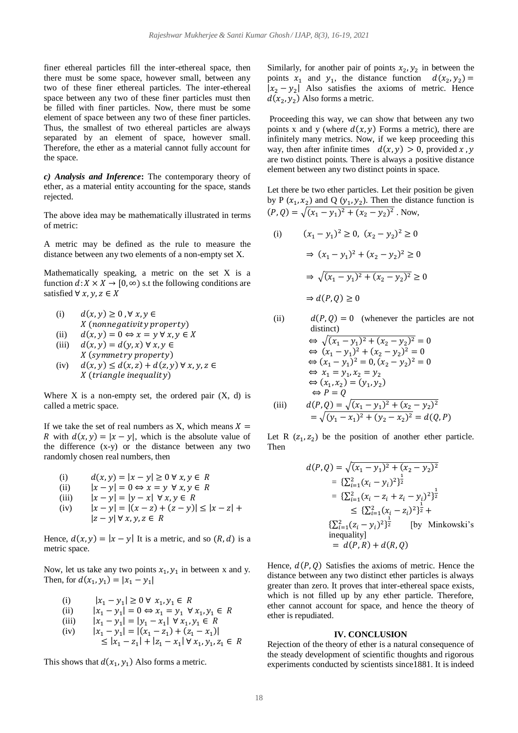finer ethereal particles fill the inter-ethereal space, then there must be some space, however small, between any two of these finer ethereal particles. The inter-ethereal space between any two of these finer particles must then be filled with finer particles. Now, there must be some element of space between any two of these finer particles. Thus, the smallest of two ethereal particles are always separated by an element of space, however small. Therefore, the ether as a material cannot fully account for the space.

***c) Analysis and Inference*:** The contemporary theory of ether, as a material entity accounting for the space, stands rejected.

The above idea may be mathematically illustrated in terms of metric:

A metric may be defined as the rule to measure the distance between any two elements of a non-empty set X.

Mathematically speaking, a metric on the set X is a function $d: X \times X \rightarrow [0, \infty)$ s.t the following conditions are satisfied $\forall\, x, y, z \in X$

(i) $d(x, y) \geq 0\,, \forall\, x, y \in X$ $(nonnegativity\ property)$
(ii) $d(x, y) = 0 \Leftrightarrow x = y\ \forall\, x, y \in X$
(iii) $d(x, y) = d(y, x)\ \forall\, x, y \in X$ $(symmetry\ property)$
(iv) $d(x, y) \leq d(x, z) + d(z, y)\ \forall\, x, y, z \in X$ $(triangle\ inequality)$

Where X is a non-empty set, the ordered pair (X, d) is called a metric space.

If we take the set of real numbers as X, which means $X = R$ with $d(x, y) = |x - y|$, which is the absolute value of the difference (x-y) or the distance between any two randomly chosen real numbers, then

(i) $d(x, y) = |x - y| \geq 0\ \forall\, x, y \in R$
(ii) $|x - y| = 0 \Leftrightarrow x = y\ \forall\, x, y \in R$
(iii) $|x - y| = |y - x|\ \forall\, x, y \in R$
(iv) $|x - y| = |(x - z) + (z - y)| \leq |x - z| + |z - y|\ \forall\, x, y, z \in R$

Hence, $d(x, y) = |x - y|$ It is a metric, and so $(R, d)$ is a metric space.

Now, let us take any two points $x_1, y_1$ in between x and y. Then, for $d(x_1, y_1) = |x_1 - y_1|$

(i) $|x_1 - y_1| \geq 0\ \forall\ x_1, y_1 \in R$
(ii) $|x_1 - y_1| = 0 \Leftrightarrow x_1 = y_1\ \ \forall\, x_1, y_1 \in R$
(iii) $|x_1 - y_1| = |y_1 - x_1|\ \forall\, x_1, y_1 \in R$
(iv) $|x_1 - y_1| = |(x_1 - z_1) + (z_1 - x_1)| \leq |x_1 - z_1| + |z_1 - x_1|\ \forall\, x_1, y_1, z_1 \in R$

This shows that $d(x_1, y_1)$ Also forms a metric.

Similarly, for another pair of points $x_2, y_2$ in between the points $x_1$ and $y_1$, the distance function $d(x_2, y_2) = |x_2 - y_2|$ Also satisfies the axioms of metric. Hence $d(x_2, y_2)$ Also forms a metric.

Proceeding this way, we can show that between any two points x and y (where $d(x, y)$ Forms a metric), there are infinitely many metrics. Now, if we keep proceeding this way, then after infinite times $d(x, y) > 0$, provided $x\,, y$ are two distinct points. There is always a positive distance element between any two distinct points in space.

Let there be two ether particles. Let their position be given by P $(x_1, x_2)$ and Q $(y_1, y_2)$. Then the distance function is $(P, Q) = \sqrt{(x_1 - y_1)^2 + (x_2 - y_2)^2}$ . Now,

(i)
$$(x_1 - y_1)^2 \geq 0,\ (x_2 - y_2)^2 \geq 0$$
$$\Rightarrow\ (x_1 - y_1)^2 + (x_2 - y_2)^2 \geq 0$$
$$\Rightarrow\ \sqrt{(x_1 - y_1)^2 + (x_2 - y_2)^2} \geq 0$$
$$\Rightarrow d(P, Q) \geq 0$$

(ii) $d(P, Q) = 0$ (whenever the particles are not distinct)
$$\Leftrightarrow\ \sqrt{(x_1 - y_1)^2 + (x_2 - y_2)^2} = 0$$
$$\Leftrightarrow\ (x_1 - y_1)^2 + (x_2 - y_2)^2 = 0$$
$$\Leftrightarrow (x_1 - y_1)^2 = 0, (x_2 - y_2)^2 = 0$$
$$\Leftrightarrow\ x_1 = y_1, x_2 = y_2$$
$$\Leftrightarrow (x_1, x_2) = (y_1, y_2)$$
$$\Leftrightarrow P = Q$$

(iii)
$$d(P, Q) = \sqrt{(x_1 - y_1)^2 + (x_2 - y_2)^2} = \sqrt{(y_1 - x_1)^2 + (y_2 - x_2)^2} = d(Q, P)$$

Let R $(z_1, z_2)$ be the position of another ether particle. Then

$$d(P, Q) = \sqrt{(x_1 - y_1)^2 + (x_2 - y_2)^2}$$
$$= \{\textstyle\sum_{i=1}^{2}(x_i - y_i)^2\}^{\frac{1}{2}}$$
$$= \{\textstyle\sum_{i=1}^{2}(x_i - z_i + z_i - y_i)^2\}^{\frac{1}{2}}$$
$$\leq \{\textstyle\sum_{i=1}^{2}(x_i - z_i)^2\}^{\frac{1}{2}} + \{\textstyle\sum_{i=1}^{2}(z_i - y_i)^2\}^{\frac{1}{2}} \quad \text{[by Minkowski's inequality]}$$
$$= d(P, R) + d(R, Q)$$

Hence, $d(P, Q)$ Satisfies the axioms of metric. Hence the distance between any two distinct ether particles is always greater than zero. It proves that inter-ethereal space exists, which is not filled up by any ether particle. Therefore, ether cannot account for space, and hence the theory of ether is repudiated.

## IV. CONCLUSION

Rejection of the theory of ether is a natural consequence of the steady development of scientific thoughts and rigorous experiments conducted by scientists since1881. It is indeed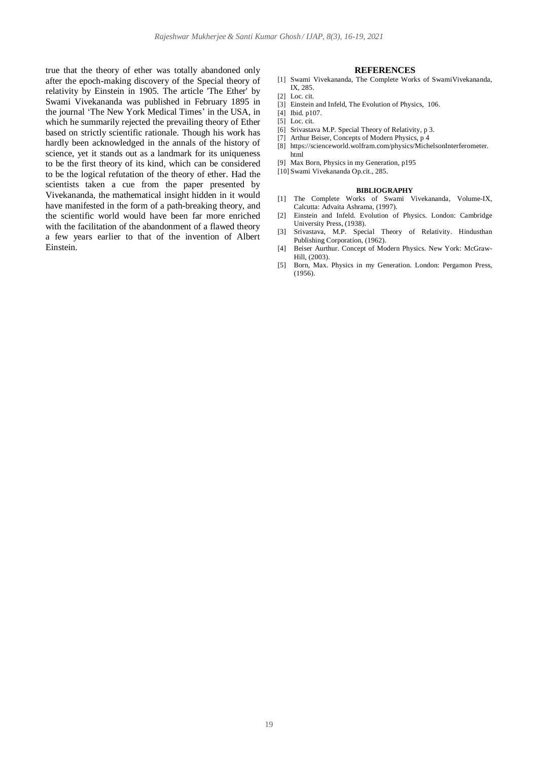true that the theory of ether was totally abandoned only after the epoch-making discovery of the Special theory of relativity by Einstein in 1905. The article 'The Ether' by Swami Vivekananda was published in February 1895 in the journal 'The New York Medical Times' in the USA, in which he summarily rejected the prevailing theory of Ether based on strictly scientific rationale. Though his work has hardly been acknowledged in the annals of the history of science, yet it stands out as a landmark for its uniqueness to be the first theory of its kind, which can be considered to be the logical refutation of the theory of ether. Had the scientists taken a cue from the paper presented by Vivekananda, the mathematical insight hidden in it would have manifested in the form of a path-breaking theory, and the scientific world would have been far more enriched with the facilitation of the abandonment of a flawed theory a few years earlier to that of the invention of Albert Einstein.

## REFERENCES

[1] Swami Vivekananda, The Complete Works of SwamiVivekananda, IX, 285.
[2] Loc. cit.
[3] Einstein and Infeld, The Evolution of Physics, 106.
[4] Ibid. p107.
[5] Loc. cit.
[6] Srivastava M.P. Special Theory of Relativity, p 3.
[7] Arthur Beiser, Concepts of Modern Physics, p 4
[8] https://scienceworld.wolfram.com/physics/MichelsonInterferometer.html
[9] Max Born, Physics in my Generation, p195
[10] Swami Vivekananda Op.cit., 285.

### BIBLIOGRAPHY

[1] The Complete Works of Swami Vivekananda, Volume-IX, Calcutta: Advaita Ashrama, (1997).
[2] Einstein and Infeld. Evolution of Physics. London: Cambridge University Press, (1938).
[3] Srivastava, M.P. Special Theory of Relativity. Hindusthan Publishing Corporation, (1962).
[4] Beiser Aurthur. Concept of Modern Physics. New York: McGraw-Hill, (2003).
[5] Born, Max. Physics in my Generation. London: Pergamon Press, (1956).